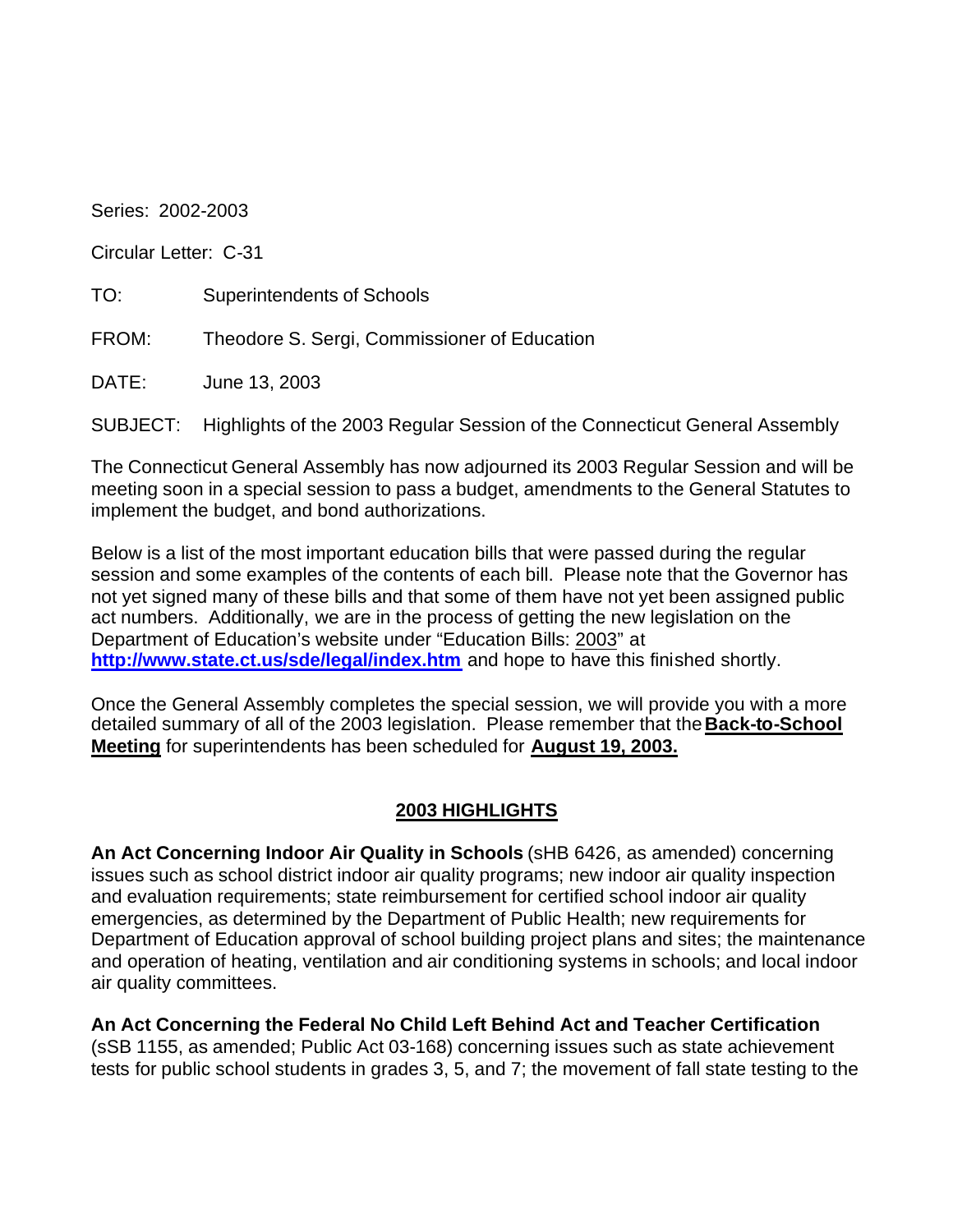Series: 2002-2003

Circular Letter: C-31

TO: Superintendents of Schools

FROM: Theodore S. Sergi, Commissioner of Education

DATE: June 13, 2003

SUBJECT: Highlights of the 2003 Regular Session of the Connecticut General Assembly

The Connecticut General Assembly has now adjourned its 2003 Regular Session and will be meeting soon in a special session to pass a budget, amendments to the General Statutes to implement the budget, and bond authorizations.

Below is a list of the most important education bills that were passed during the regular session and some examples of the contents of each bill. Please note that the Governor has not yet signed many of these bills and that some of them have not yet been assigned public act numbers. Additionally, we are in the process of getting the new legislation on the Department of Education's website under "Education Bills: 2003" at **http://www.state.ct.us/sde/legal/index.htm** and hope to have this finished shortly.

Once the General Assembly completes the special session, we will provide you with a more detailed summary of all of the 2003 legislation. Please remember that the **Back-to-School Meeting** for superintendents has been scheduled for **August 19, 2003.**

## 2003 HIGHLIGHTS

**An Act Concerning Indoor Air Quality in Schools** (sHB 6426, as amended) concerning issues such as school district indoor air quality programs; new indoor air quality inspection and evaluation requirements; state reimbursement for certified school indoor air quality emergencies, as determined by the Department of Public Health; new requirements for Department of Education approval of school building project plans and sites; the maintenance and operation of heating, ventilation and air conditioning systems in schools; and local indoor air quality committees.

**An Act Concerning the Federal No Child Left Behind Act and Teacher Certification** (sSB 1155, as amended; Public Act 03-168) concerning issues such as state achievement tests for public school students in grades 3, 5, and 7; the movement of fall state testing to the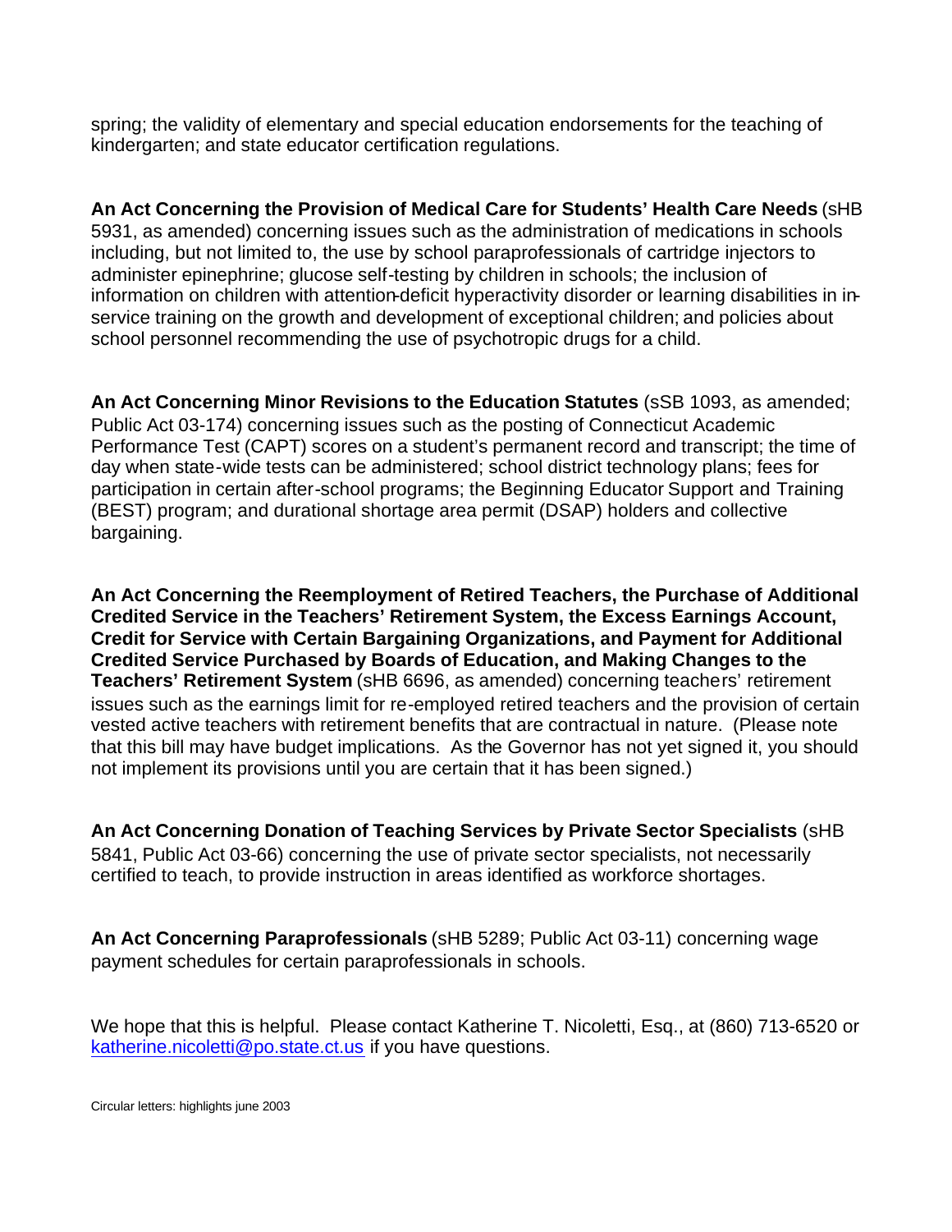spring; the validity of elementary and special education endorsements for the teaching of kindergarten; and state educator certification regulations.

**An Act Concerning the Provision of Medical Care for Students' Health Care Needs** (sHB 5931, as amended) concerning issues such as the administration of medications in schools including, but not limited to, the use by school paraprofessionals of cartridge injectors to administer epinephrine; glucose self-testing by children in schools; the inclusion of information on children with attention-deficit hyperactivity disorder or learning disabilities in in-service training on the growth and development of exceptional children; and policies about school personnel recommending the use of psychotropic drugs for a child.

**An Act Concerning Minor Revisions to the Education Statutes** (sSB 1093, as amended; Public Act 03-174) concerning issues such as the posting of Connecticut Academic Performance Test (CAPT) scores on a student's permanent record and transcript; the time of day when state-wide tests can be administered; school district technology plans; fees for participation in certain after-school programs; the Beginning Educator Support and Training (BEST) program; and durational shortage area permit (DSAP) holders and collective bargaining.

**An Act Concerning the Reemployment of Retired Teachers, the Purchase of Additional Credited Service in the Teachers' Retirement System, the Excess Earnings Account, Credit for Service with Certain Bargaining Organizations, and Payment for Additional Credited Service Purchased by Boards of Education, and Making Changes to the Teachers' Retirement System** (sHB 6696, as amended) concerning teachers' retirement issues such as the earnings limit for re-employed retired teachers and the provision of certain vested active teachers with retirement benefits that are contractual in nature. (Please note that this bill may have budget implications. As the Governor has not yet signed it, you should not implement its provisions until you are certain that it has been signed.)

**An Act Concerning Donation of Teaching Services by Private Sector Specialists** (sHB 5841, Public Act 03-66) concerning the use of private sector specialists, not necessarily certified to teach, to provide instruction in areas identified as workforce shortages.

**An Act Concerning Paraprofessionals** (sHB 5289; Public Act 03-11) concerning wage payment schedules for certain paraprofessionals in schools.

We hope that this is helpful. Please contact Katherine T. Nicoletti, Esq., at (860) 713-6520 or katherine.nicoletti@po.state.ct.us if you have questions.

Circular letters: highlights june 2003